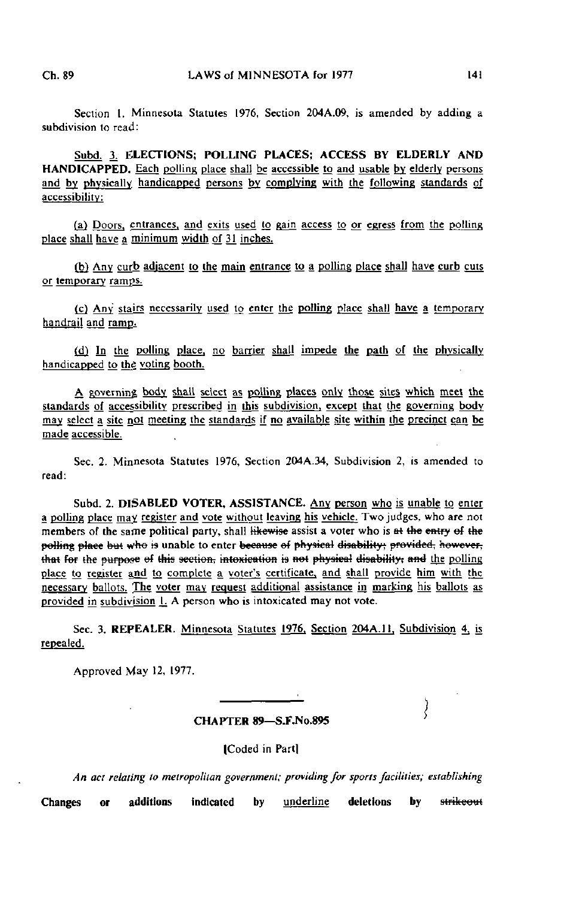Section 1. Minnesota Statutes 1976, Section 204A.09, is amended by adding a subdivision to read:

Subd. 3. **ELECTIONS; POLLING PLACES; ACCESS BY ELDERLY AND HANDICAPPED.** Each polling place shall be accessible to and usable by elderly persons and by physically handicapped persons by complying with the following standards of accessibility:

(a) Doors, entrances, and exits used to gain access to or egress from the polling place shall have a minimum width of 31 inches.

(b) Any curb adjacent to the main entrance to a polling place shall have curb cuts or temporary ramps.

(c) Any stairs necessarily used to enter the polling place shall have a temporary handrail and ramp.

(d) In the polling place, no barrier shall impede the path of the physically handicapped to the voting booth.

A governing body shall select as polling places only those sites which meet the standards of accessibility prescribed in this subdivision, except that the governing body may select a site not meeting the standards if no available site within the precinct can be made accessible.

Sec. 2. Minnesota Statutes 1976, Section 204A.34, Subdivision 2, is amended to read:

Subd. 2. **DISABLED VOTER, ASSISTANCE.** Any person who is unable to enter a polling place may register and vote without leaving his vehicle. Two judges, who are not members of the same political party, shall ~~likewise~~ assist a voter who is ~~at the entry of the polling place but who is~~ unable to enter ~~because of physical disability; provided, however, that for the purpose of this section, intoxication is not physical disability; and~~ the polling place to register and to complete a voter's certificate, and shall provide him with the necessary ballots. The voter may request additional assistance in marking his ballots as provided in subdivision 1. A person who is intoxicated may not vote.

Sec. 3. **REPEALER.** Minnesota Statutes 1976, Section 204A.11, Subdivision 4, is repealed.

Approved May 12, 1977.

---

## CHAPTER 89—S.F.No.895

[Coded in Part]

*An act relating to metropolitan government; providing for sports facilities; establishing*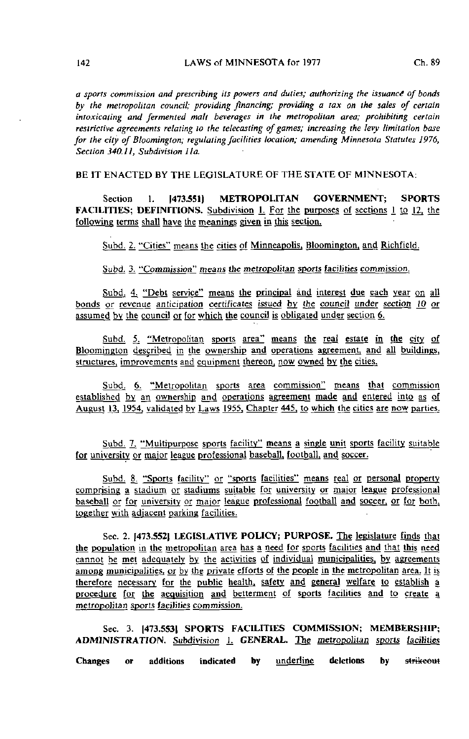*a sports commission and prescribing its powers and duties; authorizing the issuance of bonds by the metropolitan council; providing financing; providing a tax on the sales of certain intoxicating and fermented malt beverages in the metropolitan area; prohibiting certain restrictive agreements relating to the telecasting of games; increasing the levy limitation base for the city of Bloomington; regulating facilities location; amending Minnesota Statutes 1976, Section 340.11, Subdivision 11a.*

BE IT ENACTED BY THE LEGISLATURE OF THE STATE OF MINNESOTA:

Section 1. **[473.551] METROPOLITAN GOVERNMENT; SPORTS FACILITIES; DEFINITIONS.** Subdivision 1. For the purposes of sections 1 to 12, the following terms shall have the meanings given in this section.

Subd. 2. "Cities" means the cities of Minneapolis, Bloomington, and Richfield.

Subd. 3. "Commission" means the metropolitan sports facilities commission.

Subd. 4. "Debt service" means the principal and interest due each year on all bonds or revenue anticipation certificates issued by the council under section 10 or assumed by the council or for which the council is obligated under section 6.

Subd. 5. "Metropolitan sports area" means the real estate in the city of Bloomington described in the ownership and operations agreement, and all buildings, structures, improvements and equipment thereon, now owned by the cities.

Subd. 6. "Metropolitan sports area commission" means that commission established by an ownership and operations agreement made and entered into as of August 13, 1954, validated by Laws 1955, Chapter 445, to which the cities are now parties.

Subd. 7. "Multipurpose sports facility" means a single unit sports facility suitable for university or major league professional baseball, football, and soccer.

Subd. 8. "Sports facility" or "sports facilities" means real or personal property comprising a stadium or stadiums suitable for university or major league professional baseball or for university or major league professional football and soccer, or for both, together with adjacent parking facilities.

Sec. 2. **[473.552] LEGISLATIVE POLICY; PURPOSE.** The legislature finds that the population in the metropolitan area has a need for sports facilities and that this need cannot be met adequately by the activities of individual municipalities, by agreements among municipalities, or by the private efforts of the people in the metropolitan area. It is therefore necessary for the public health, safety and general welfare to establish a procedure for the acquisition and betterment of sports facilities and to create a metropolitan sports facilities commission.

Sec. 3. **[473.553] SPORTS FACILITIES COMMISSION; MEMBERSHIP; ADMINISTRATION.** *Subdivision 1.* **GENERAL.** The metropolitan sports facilities

Changes or additions indicated by underline deletions by strikeout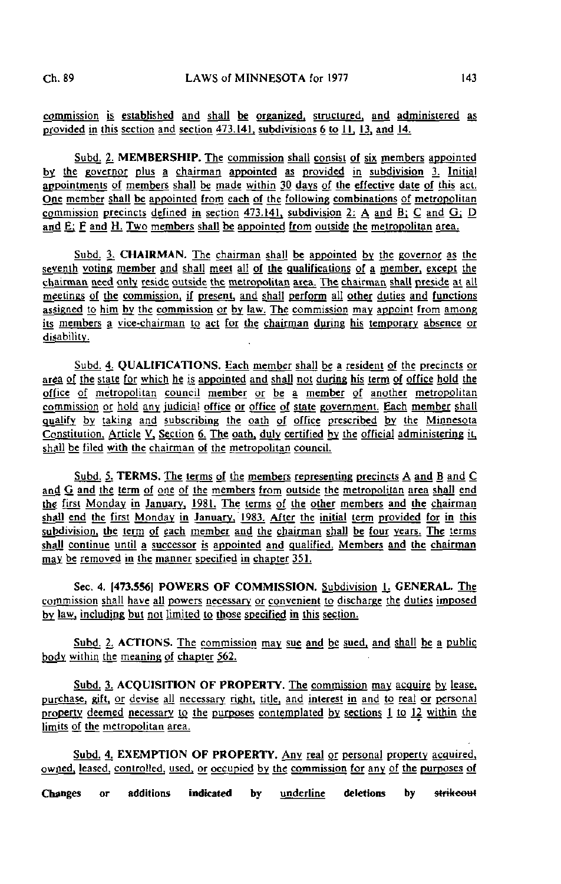commission is established and shall be organized, structured, and administered as provided in this section and section 473.141, subdivisions 6 to 11, 13, and 14.

Subd. 2. **MEMBERSHIP.** The commission shall consist of six members appointed by the governor plus a chairman appointed as provided in subdivision 3. Initial appointments of members shall be made within 30 days of the effective date of this act. One member shall be appointed from each of the following combinations of metropolitan commission precincts defined in section 473.141, subdivision 2: A and B; C and G; D and E; F and H. Two members shall be appointed from outside the metropolitan area.

Subd. 3. **CHAIRMAN.** The chairman shall be appointed by the governor as the seventh voting member and shall meet all of the qualifications of a member, except the chairman need only reside outside the metropolitan area. The chairman shall preside at all meetings of the commission, if present, and shall perform all other duties and functions assigned to him by the commission or by law. The commission may appoint from among its members a vice-chairman to act for the chairman during his temporary absence or disability.

Subd. 4. **QUALIFICATIONS.** Each member shall be a resident of the precincts or area of the state for which he is appointed and shall not during his term of office hold the office of metropolitan council member or be a member of another metropolitan commission or hold any judicial office or office of state government. Each member shall qualify by taking and subscribing the oath of office prescribed by the Minnesota Constitution, Article V, Section 6. The oath, duly certified by the official administering it, shall be filed with the chairman of the metropolitan council.

Subd. 5. **TERMS.** The terms of the members representing precincts A and B and C and G and the term of one of the members from outside the metropolitan area shall end the first Monday in January, 1981. The terms of the other members and the chairman shall end the first Monday in January, 1983. After the initial term provided for in this subdivision, the term of each member and the chairman shall be four years. The terms shall continue until a successor is appointed and qualified. Members and the chairman may be removed in the manner specified in chapter 351.

Sec. 4. [473.556] **POWERS OF COMMISSION.** Subdivision 1. **GENERAL.** The commission shall have all powers necessary or convenient to discharge the duties imposed by law, including but not limited to those specified in this section.

Subd. 2. **ACTIONS.** The commission may sue and be sued, and shall be a public body within the meaning of chapter 562.

Subd. 3. **ACQUISITION OF PROPERTY.** The commission may acquire by lease, purchase, gift, or devise all necessary right, title, and interest in and to real or personal property deemed necessary to the purposes contemplated by sections 1 to 12 within the limits of the metropolitan area.

Subd. 4. **EXEMPTION OF PROPERTY.** Any real or personal property acquired, owned, leased, controlled, used, or occupied by the commission for any of the purposes of

Changes or additions indicated by underline deletions by ~~strikeout~~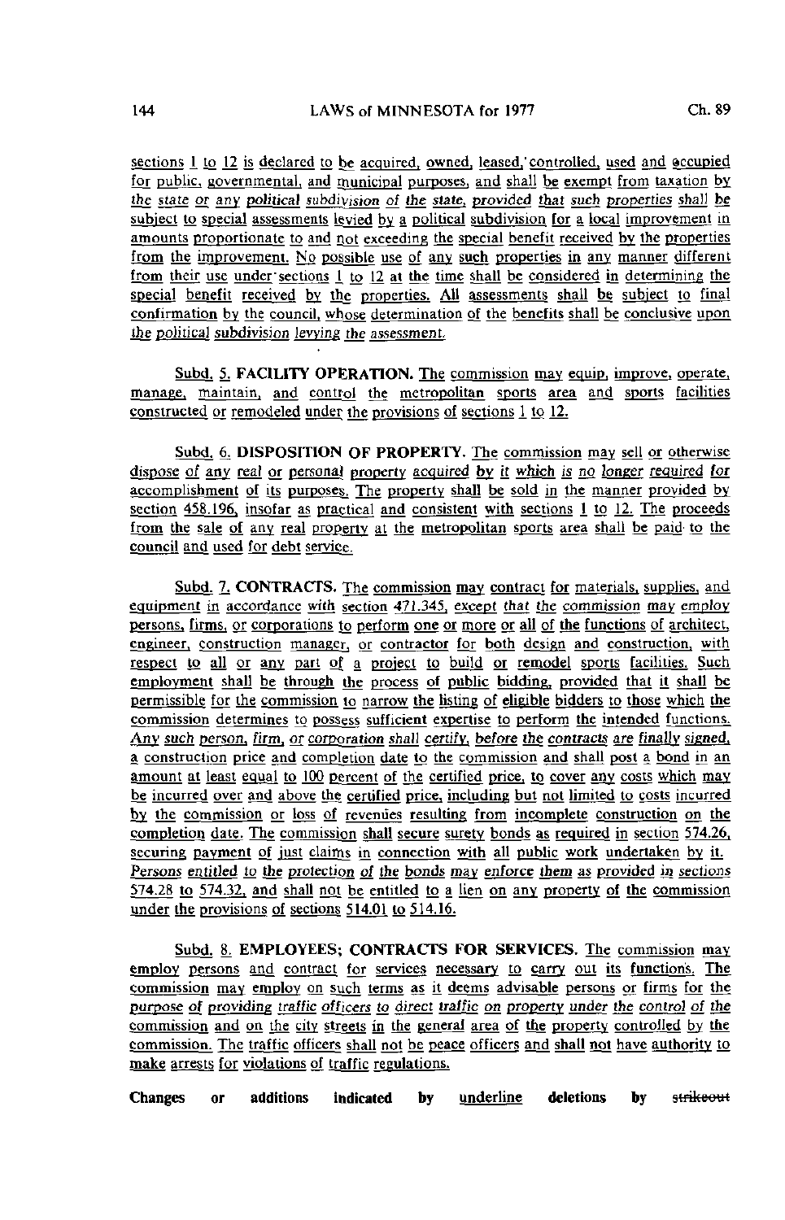sections 1 to 12 is declared to be acquired, owned, leased, controlled, used and occupied for public, governmental, and municipal purposes, and shall be exempt from taxation by the state or any political subdivision of the state, provided that such properties shall be subject to special assessments levied by a political subdivision for a local improvement in amounts proportionate to and not exceeding the special benefit received by the properties from the improvement. No possible use of any such properties in any manner different from their use under sections 1 to 12 at the time shall be considered in determining the special benefit received by the properties. All assessments shall be subject to final confirmation by the council, whose determination of the benefits shall be conclusive upon the political subdivision levying the assessment.

Subd. 5. **FACILITY OPERATION.** The commission may equip, improve, operate, manage, maintain, and control the metropolitan sports area and sports facilities constructed or remodeled under the provisions of sections 1 to 12.

Subd. 6. **DISPOSITION OF PROPERTY.** The commission may sell or otherwise dispose of any real or personal property acquired by it which is no longer required for accomplishment of its purposes. The property shall be sold in the manner provided by section 458.196, insofar as practical and consistent with sections 1 to 12. The proceeds from the sale of any real property at the metropolitan sports area shall be paid to the council and used for debt service.

Subd. 7. **CONTRACTS.** The commission may contract for materials, supplies, and equipment in accordance with section 471.345, except that the commission may employ persons, firms, or corporations to perform one or more or all of the functions of architect, engineer, construction manager, or contractor for both design and construction, with respect to all or any part of a project to build or remodel sports facilities. Such employment shall be through the process of public bidding, provided that it shall be permissible for the commission to narrow the listing of eligible bidders to those which the commission determines to possess sufficient expertise to perform the intended functions. Any such person, firm, or corporation shall certify, before the contracts are finally signed, a construction price and completion date to the commission and shall post a bond in an amount at least equal to 100 percent of the certified price, to cover any costs which may be incurred over and above the certified price, including but not limited to costs incurred by the commission or loss of revenues resulting from incomplete construction on the completion date. The commission shall secure surety bonds as required in section 574.26, securing payment of just claims in connection with all public work undertaken by it. Persons entitled to the protection of the bonds may enforce them as provided in sections 574.28 to 574.32, and shall not be entitled to a lien on any property of the commission under the provisions of sections 514.01 to 514.16.

Subd. 8. **EMPLOYEES; CONTRACTS FOR SERVICES.** The commission may employ persons and contract for services necessary to carry out its functions. The commission may employ on such terms as it deems advisable persons or firms for the purpose of providing traffic officers to direct traffic on property under the control of the commission and on the city streets in the general area of the property controlled by the commission. The traffic officers shall not be peace officers and shall not have authority to make arrests for violations of traffic regulations.

**Changes or additions indicated by underline deletions by ~~strikeout~~**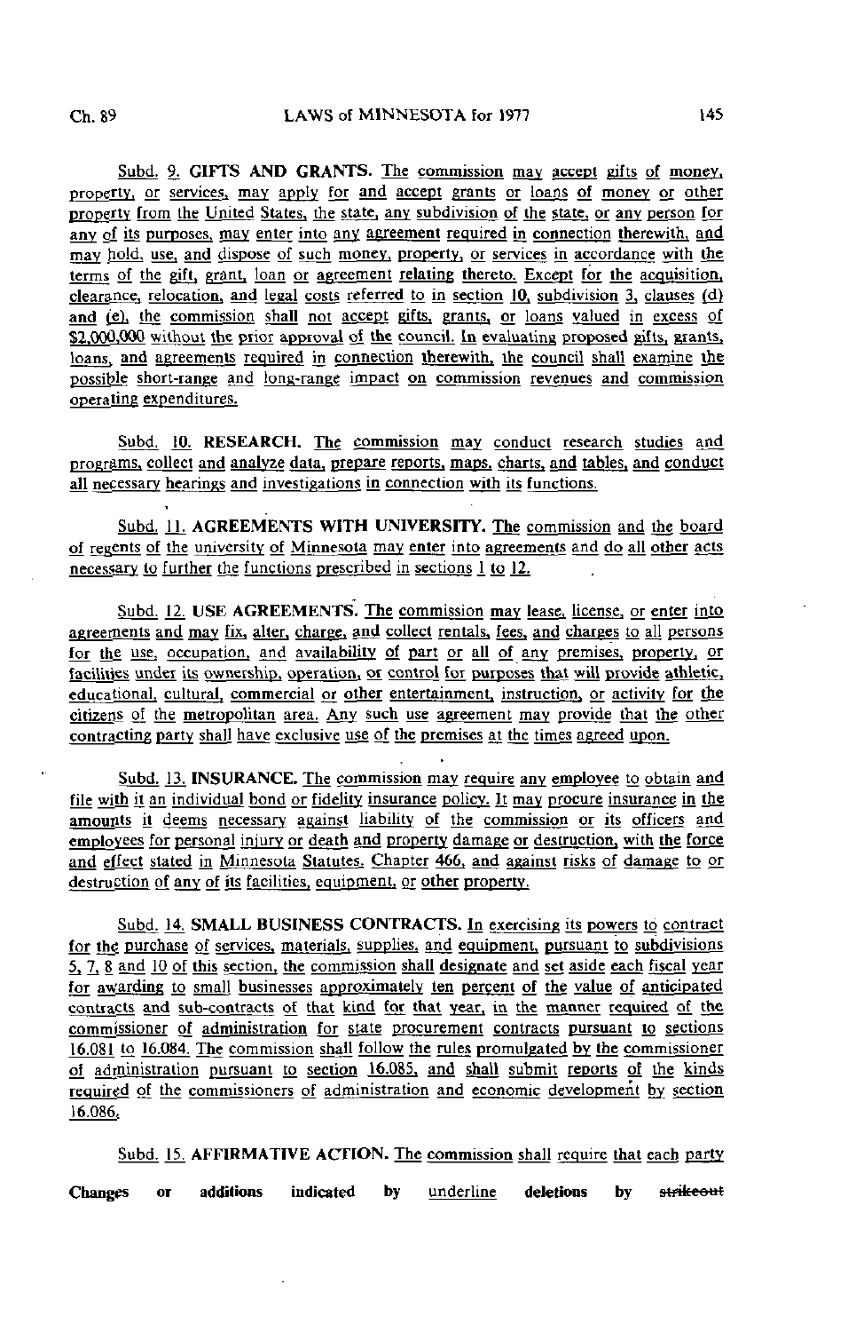Subd. 9. **GIFTS AND GRANTS.** The commission may accept gifts of money, property, or services, may apply for and accept grants or loans of money or other property from the United States, the state, any subdivision of the state, or any person for any of its purposes, may enter into any agreement required in connection therewith, and may hold, use, and dispose of such money, property, or services in accordance with the terms of the gift, grant, loan or agreement relating thereto. Except for the acquisition, clearance, relocation, and legal costs referred to in section 10, subdivision 3, clauses (d) and (e), the commission shall not accept gifts, grants, or loans valued in excess of $2,000,000 without the prior approval of the council. In evaluating proposed gifts, grants, loans, and agreements required in connection therewith, the council shall examine the possible short-range and long-range impact on commission revenues and commission operating expenditures.

Subd. 10. **RESEARCH.** The commission may conduct research studies and programs, collect and analyze data, prepare reports, maps, charts, and tables, and conduct all necessary hearings and investigations in connection with its functions.

Subd. 11. **AGREEMENTS WITH UNIVERSITY.** The commission and the board of regents of the university of Minnesota may enter into agreements and do all other acts necessary to further the functions prescribed in sections 1 to 12.

Subd. 12. **USE AGREEMENTS.** The commission may lease, license, or enter into agreements and may fix, alter, charge, and collect rentals, fees, and charges to all persons for the use, occupation, and availability of part or all of any premises, property, or facilities under its ownership, operation, or control for purposes that will provide athletic, educational, cultural, commercial or other entertainment, instruction, or activity for the citizens of the metropolitan area. Any such use agreement may provide that the other contracting party shall have exclusive use of the premises at the times agreed upon.

Subd. 13. **INSURANCE.** The commission may require any employee to obtain and file with it an individual bond or fidelity insurance policy. It may procure insurance in the amounts it deems necessary against liability of the commission or its officers and employees for personal injury or death and property damage or destruction, with the force and effect stated in Minnesota Statutes, Chapter 466, and against risks of damage to or destruction of any of its facilities, equipment, or other property.

Subd. 14. **SMALL BUSINESS CONTRACTS.** In exercising its powers to contract for the purchase of services, materials, supplies, and equipment, pursuant to subdivisions 5, 7, 8 and 10 of this section, the commission shall designate and set aside each fiscal year for awarding to small businesses approximately ten percent of the value of anticipated contracts and sub-contracts of that kind for that year, in the manner required of the commissioner of administration for state procurement contracts pursuant to sections 16.081 to 16.084. The commission shall follow the rules promulgated by the commissioner of administration pursuant to section 16.085, and shall submit reports of the kinds required of the commissioners of administration and economic development by section 16.086.

Subd. 15. **AFFIRMATIVE ACTION.** The commission shall require that each party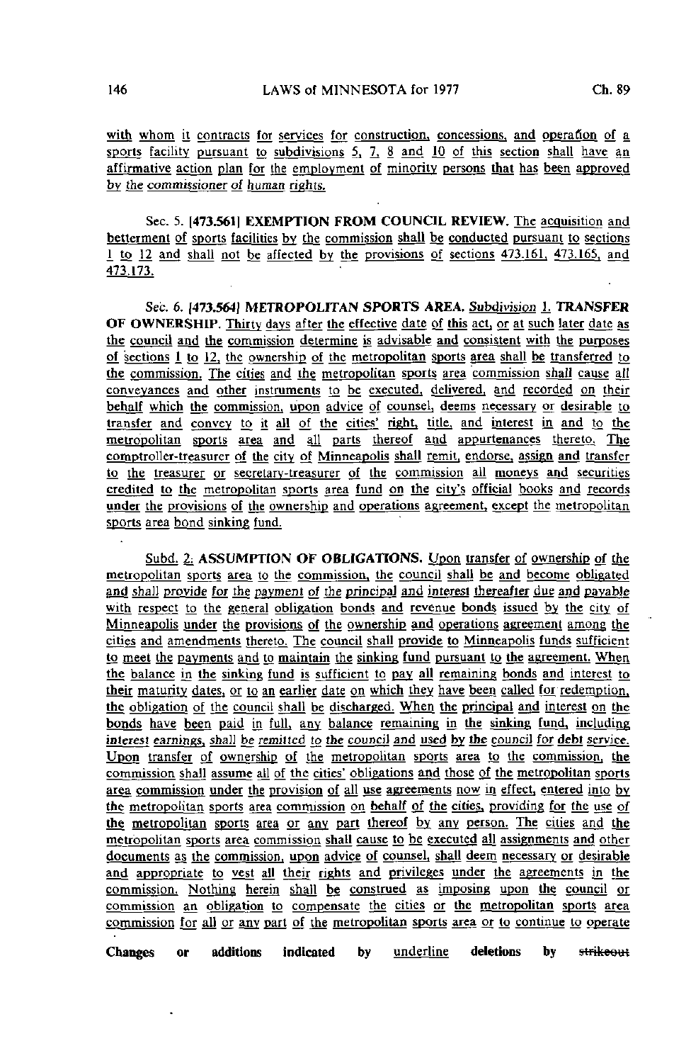with whom it contracts for services for construction, concessions, and operation of a sports facility pursuant to subdivisions 5, 7, 8 and 10 of this section shall have an affirmative action plan for the employment of minority persons that has been approved by the commissioner of human rights.

Sec. 5. [473.561] **EXEMPTION FROM COUNCIL REVIEW.** The acquisition and betterment of sports facilities by the commission shall be conducted pursuant to sections 1 to 12 and shall not be affected by the provisions of sections 473.161, 473.165, and 473.173.

Sec. 6. [473.564] **METROPOLITAN SPORTS AREA.** Subdivision 1. **TRANSFER OF OWNERSHIP.** Thirty days after the effective date of this act, or at such later date as the council and the commission determine is advisable and consistent with the purposes of sections 1 to 12, the ownership of the metropolitan sports area shall be transferred to the commission. The cities and the metropolitan sports area commission shall cause all conveyances and other instruments to be executed, delivered, and recorded on their behalf which the commission, upon advice of counsel, deems necessary or desirable to transfer and convey to it all of the cities' right, title, and interest in and to the metropolitan sports area and all parts thereof and appurtenances thereto. The comptroller-treasurer of the city of Minneapolis shall remit, endorse, assign and transfer to the treasurer or secretary-treasurer of the commission all moneys and securities credited to the metropolitan sports area fund on the city's official books and records under the provisions of the ownership and operations agreement, except the metropolitan sports area bond sinking fund.

Subd. 2. **ASSUMPTION OF OBLIGATIONS.** Upon transfer of ownership of the metropolitan sports area to the commission, the council shall be and become obligated and shall provide for the payment of the principal and interest thereafter due and payable with respect to the general obligation bonds and revenue bonds issued by the city of Minneapolis under the provisions of the ownership and operations agreement among the cities and amendments thereto. The council shall provide to Minneapolis funds sufficient to meet the payments and to maintain the sinking fund pursuant to the agreement. When the balance in the sinking fund is sufficient to pay all remaining bonds and interest to their maturity dates, or to an earlier date on which they have been called for redemption, the obligation of the council shall be discharged. When the principal and interest on the bonds have been paid in full, any balance remaining in the sinking fund, including interest earnings, shall be remitted to the council and used by the council for debt service. Upon transfer of ownership of the metropolitan sports area to the commission, the commission shall assume all of the cities' obligations and those of the metropolitan sports area commission under the provision of all use agreements now in effect, entered into by the metropolitan sports area commission on behalf of the cities, providing for the use of the metropolitan sports area or any part thereof by any person. The cities and the metropolitan sports area commission shall cause to be executed all assignments and other documents as the commission, upon advice of counsel, shall deem necessary or desirable and appropriate to vest all their rights and privileges under the agreements in the commission. Nothing herein shall be construed as imposing upon the council or commission an obligation to compensate the cities or the metropolitan sports area commission for all or any part of the metropolitan sports area or to continue to operate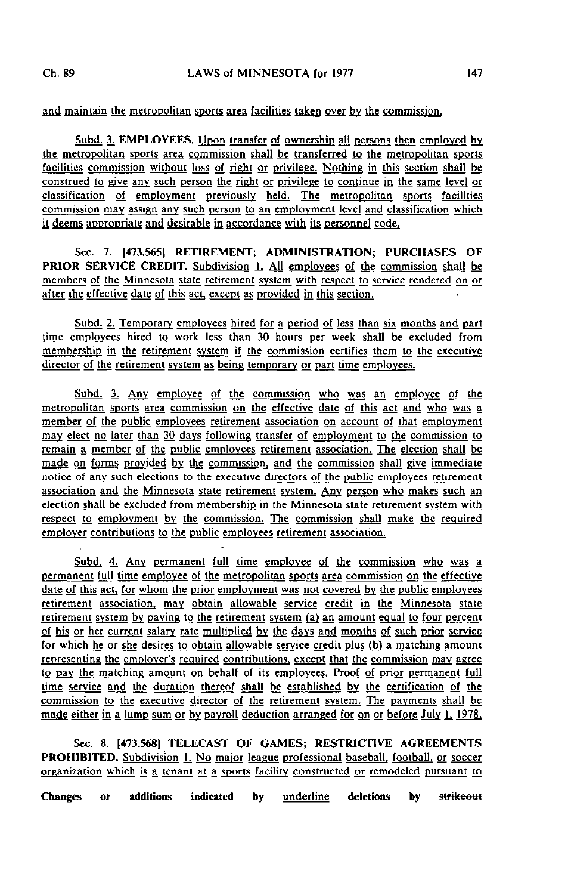and maintain the metropolitan sports area facilities taken over by the commission.

Subd. 3. EMPLOYEES. Upon transfer of ownership all persons then employed by the metropolitan sports area commission shall be transferred to the metropolitan sports facilities commission without loss of right or privilege. Nothing in this section shall be construed to give any such person the right or privilege to continue in the same level or classification of employment previously held. The metropolitan sports facilities commission may assign any such person to an employment level and classification which it deems appropriate and desirable in accordance with its personnel code.

Sec. 7. [473.565] RETIREMENT; ADMINISTRATION; PURCHASES OF PRIOR SERVICE CREDIT. Subdivision 1. All employees of the commission shall be members of the Minnesota state retirement system with respect to service rendered on or after the effective date of this act, except as provided in this section.

Subd. 2. Temporary employees hired for a period of less than six months and part time employees hired to work less than 30 hours per week shall be excluded from membership in the retirement system if the commission certifies them to the executive director of the retirement system as being temporary or part time employees.

Subd. 3. Any employee of the commission who was an employee of the metropolitan sports area commission on the effective date of this act and who was a member of the public employees retirement association on account of that employment may elect no later than 30 days following transfer of employment to the commission to remain a member of the public employees retirement association. The election shall be made on forms provided by the commission, and the commission shall give immediate notice of any such elections to the executive directors of the public employees retirement association and the Minnesota state retirement system. Any person who makes such an election shall be excluded from membership in the Minnesota state retirement system with respect to employment by the commission. The commission shall make the required employer contributions to the public employees retirement association.

Subd. 4. Any permanent full time employee of the commission who was a permanent full time employee of the metropolitan sports area commission on the effective date of this act, for whom the prior employment was not covered by the public employees retirement association, may obtain allowable service credit in the Minnesota state retirement system by paying to the retirement system (a) an amount equal to four percent of his or her current salary rate multiplied by the days and months of such prior service for which he or she desires to obtain allowable service credit plus (b) a matching amount representing the employer's required contributions, except that the commission may agree to pay the matching amount on behalf of its employees. Proof of prior permanent full time service and the duration thereof shall be established by the certification of the commission to the executive director of the retirement system. The payments shall be made either in a lump sum or by payroll deduction arranged for on or before July 1, 1978.

Sec. 8. [473.568] TELECAST OF GAMES; RESTRICTIVE AGREEMENTS PROHIBITED. Subdivision 1. No major league professional baseball, football, or soccer organization which is a tenant at a sports facility constructed or remodeled pursuant to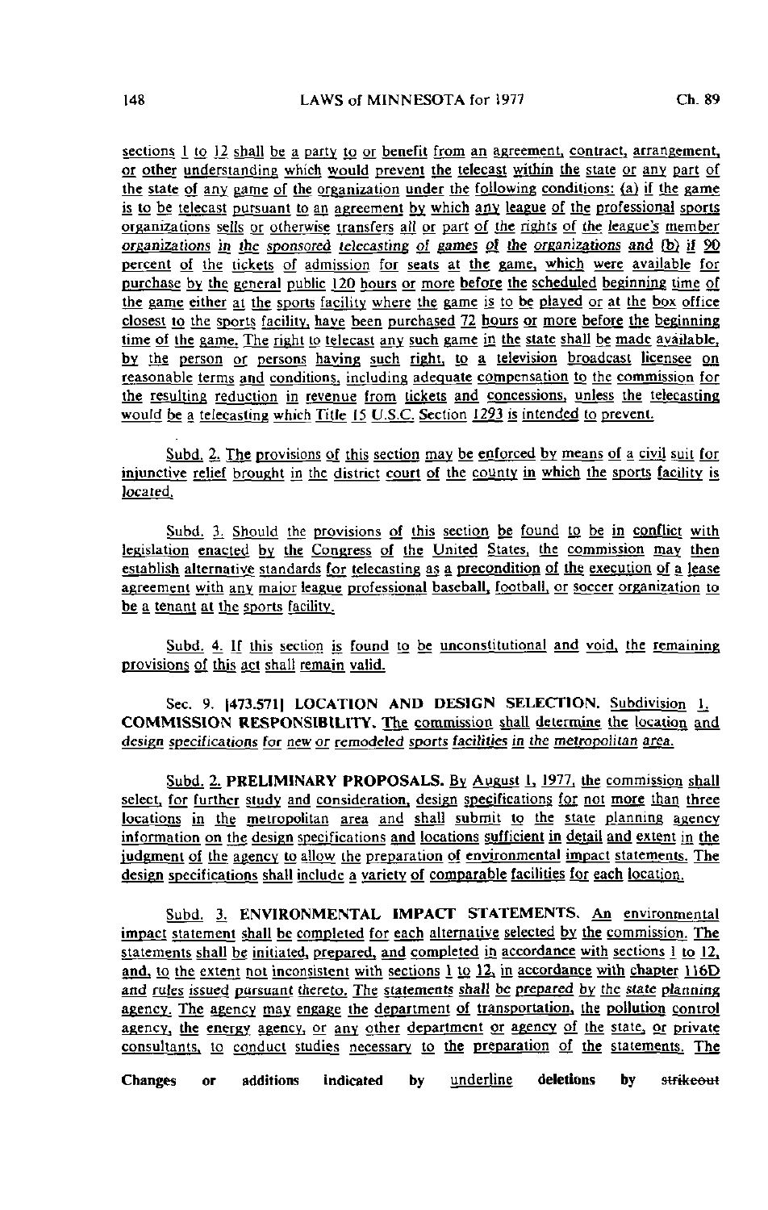sections 1 to 12 shall be a party to or benefit from an agreement, contract, arrangement, or other understanding which would prevent the telecast within the state or any part of the state of any game of the organization under the following conditions: (a) if the game is to be telecast pursuant to an agreement by which any league of the professional sports organizations sells or otherwise transfers all or part of the rights of the league's member organizations in the sponsored telecasting of games of the organizations and (b) if 90 percent of the tickets of admission for seats at the game, which were available for purchase by the general public 120 hours or more before the scheduled beginning time of the game either at the sports facility where the game is to be played or at the box office closest to the sports facility, have been purchased 72 hours or more before the beginning time of the game. The right to telecast any such game in the state shall be made available, by the person or persons having such right, to a television broadcast licensee on reasonable terms and conditions, including adequate compensation to the commission for the resulting reduction in revenue from tickets and concessions, unless the telecasting would be a telecasting which Title 15 U.S.C. Section 1293 is intended to prevent.

Subd. 2. The provisions of this section may be enforced by means of a civil suit for injunctive relief brought in the district court of the county in which the sports facility is located.

Subd. 3. Should the provisions of this section be found to be in conflict with legislation enacted by the Congress of the United States, the commission may then establish alternative standards for telecasting as a precondition of the execution of a lease agreement with any major league professional baseball, football, or soccer organization to be a tenant at the sports facility.

Subd. 4. If this section is found to be unconstitutional and void, the remaining provisions of this act shall remain valid.

Sec. 9. [473.571] **LOCATION AND DESIGN SELECTION.** Subdivision 1. **COMMISSION RESPONSIBILITY.** The commission shall determine the location and design specifications for new or remodeled sports facilities in the metropolitan area.

Subd. 2. **PRELIMINARY PROPOSALS.** By August 1, 1977, the commission shall select, for further study and consideration, design specifications for not more than three locations in the metropolitan area and shall submit to the state planning agency information on the design specifications and locations sufficient in detail and extent in the judgment of the agency to allow the preparation of environmental impact statements. The design specifications shall include a variety of comparable facilities for each location.

Subd. 3. **ENVIRONMENTAL IMPACT STATEMENTS.** An environmental impact statement shall be completed for each alternative selected by the commission. The statements shall be initiated, prepared, and completed in accordance with sections 1 to 12, and, to the extent not inconsistent with sections 1 to 12, in accordance with chapter 116D and rules issued pursuant thereto. The statements shall be prepared by the state planning agency. The agency may engage the department of transportation, the pollution control agency, the energy agency, or any other department or agency of the state, or private consultants, to conduct studies necessary to the preparation of the statements. The

Changes or additions indicated by underline deletions by ~~strikeout~~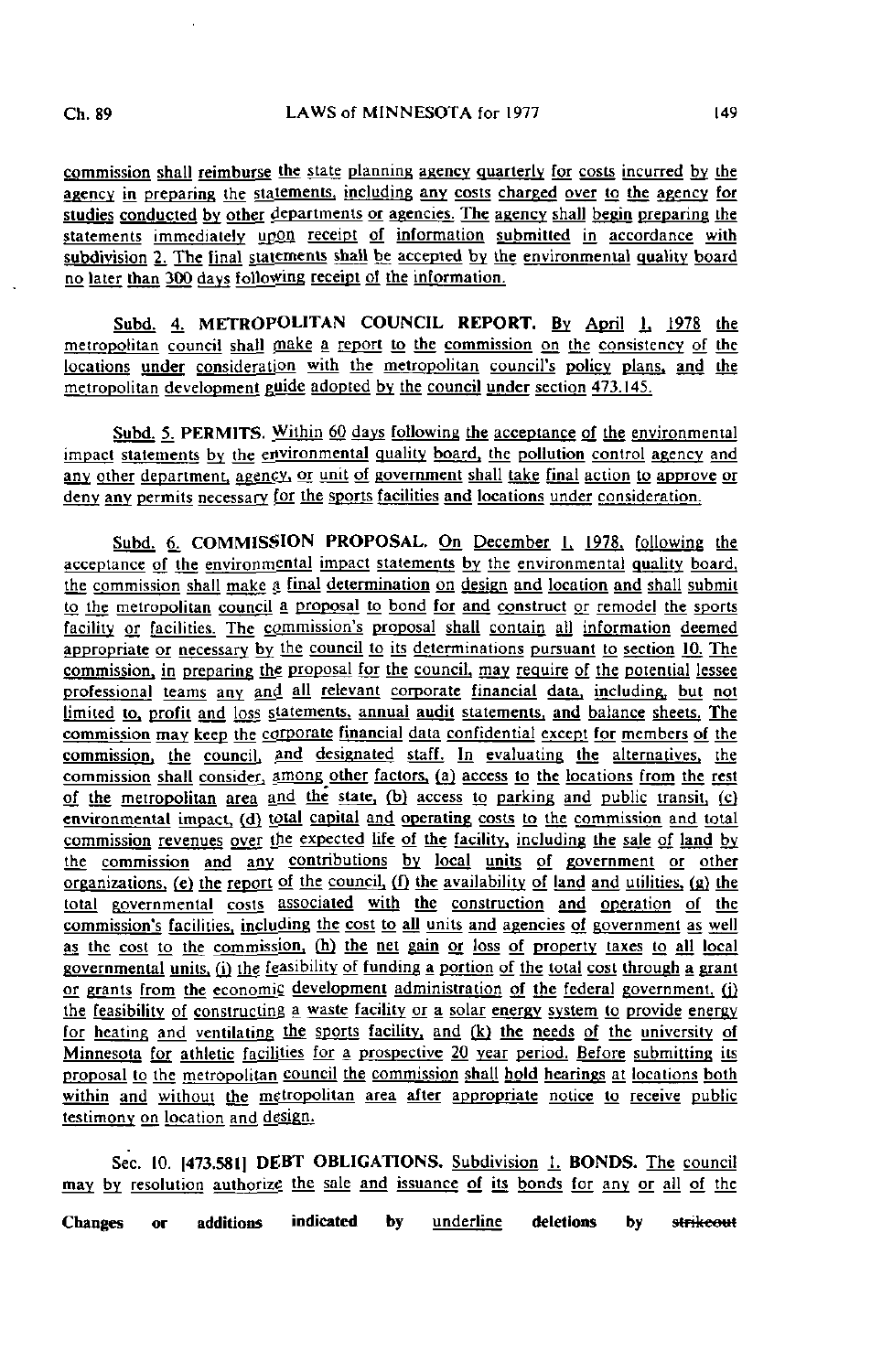commission shall reimburse the state planning agency quarterly for costs incurred by the agency in preparing the statements, including any costs charged over to the agency for studies conducted by other departments or agencies. The agency shall begin preparing the statements immediately upon receipt of information submitted in accordance with subdivision 2. The final statements shall be accepted by the environmental quality board no later than 300 days following receipt of the information.

Subd. 4. **METROPOLITAN COUNCIL REPORT.** By April 1, 1978 the metropolitan council shall make a report to the commission on the consistency of the locations under consideration with the metropolitan council's policy plans, and the metropolitan development guide adopted by the council under section 473.145.

Subd. 5. **PERMITS.** Within 60 days following the acceptance of the environmental impact statements by the environmental quality board, the pollution control agency and any other department, agency, or unit of government shall take final action to approve or deny any permits necessary for the sports facilities and locations under consideration.

Subd. 6. **COMMISSION PROPOSAL.** On December 1, 1978, following the acceptance of the environmental impact statements by the environmental quality board, the commission shall make a final determination on design and location and shall submit to the metropolitan council a proposal to bond for and construct or remodel the sports facility or facilities. The commission's proposal shall contain all information deemed appropriate or necessary by the council to its determinations pursuant to section 10. The commission, in preparing the proposal for the council, may require of the potential lessee professional teams any and all relevant corporate financial data, including, but not limited to, profit and loss statements, annual audit statements, and balance sheets. The commission may keep the corporate financial data confidential except for members of the commission, the council, and designated staff. In evaluating the alternatives, the commission shall consider, among other factors, (a) access to the locations from the rest of the metropolitan area and the state, (b) access to parking and public transit, (c) environmental impact, (d) total capital and operating costs to the commission and total commission revenues over the expected life of the facility, including the sale of land by the commission and any contributions by local units of government or other organizations, (e) the report of the council, (f) the availability of land and utilities, (g) the total governmental costs associated with the construction and operation of the commission's facilities, including the cost to all units and agencies of government as well as the cost to the commission, (h) the net gain or loss of property taxes to all local governmental units, (i) the feasibility of funding a portion of the total cost through a grant or grants from the economic development administration of the federal government, (j) the feasibility of constructing a waste facility or a solar energy system to provide energy for heating and ventilating the sports facility, and (k) the needs of the university of Minnesota for athletic facilities for a prospective 20 year period. Before submitting its proposal to the metropolitan council the commission shall hold hearings at locations both within and without the metropolitan area after appropriate notice to receive public testimony on location and design.

Sec. 10. [473.581] **DEBT OBLIGATIONS.** Subdivision 1. **BONDS.** The council may by resolution authorize the sale and issuance of its bonds for any or all of the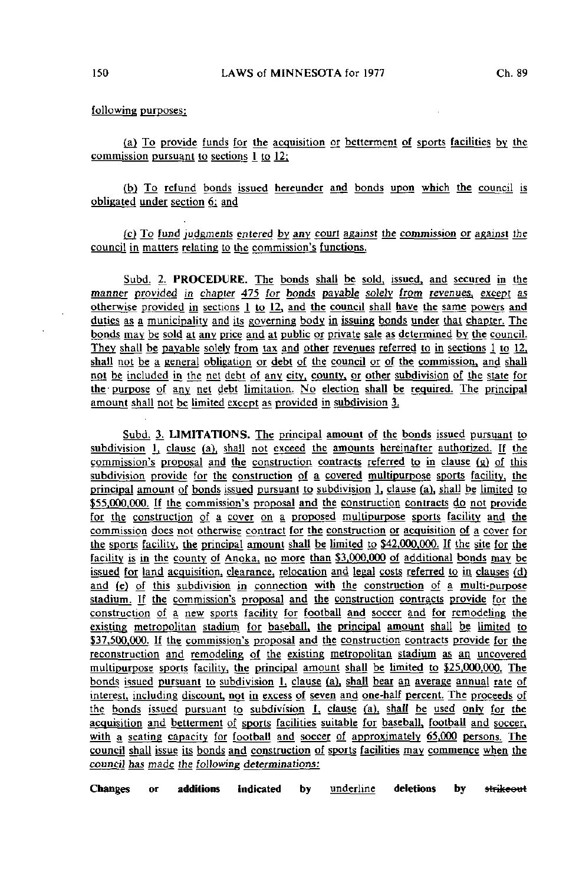following purposes:

(a) To provide funds for the acquisition or betterment of sports facilities by the commission pursuant to sections 1 to 12;

(b) To refund bonds issued hereunder and bonds upon which the council is obligated under section 6; and

(c) To fund judgments entered by any court against the commission or against the council in matters relating to the commission's functions.

Subd. 2. **PROCEDURE.** The bonds shall be sold, issued, and secured in the manner provided in chapter 475 for bonds payable solely from revenues, except as otherwise provided in sections 1 to 12, and the council shall have the same powers and duties as a municipality and its governing body in issuing bonds under that chapter. The bonds may be sold at any price and at public or private sale as determined by the council. They shall be payable solely from tax and other revenues referred to in sections 1 to 12, shall not be a general obligation or debt of the council or of the commission, and shall not be included in the net debt of any city, county, or other subdivision of the state for the purpose of any net debt limitation. No election shall be required. The principal amount shall not be limited except as provided in subdivision 3.

Subd. 3. **LIMITATIONS.** The principal amount of the bonds issued pursuant to subdivision 1, clause (a), shall not exceed the amounts hereinafter authorized. If the commission's proposal and the construction contracts referred to in clause (g) of this subdivision provide for the construction of a covered multipurpose sports facility, the principal amount of bonds issued pursuant to subdivision 1, clause (a), shall be limited to $55,000,000. If the commission's proposal and the construction contracts do not provide for the construction of a cover on a proposed multipurpose sports facility and the commission does not otherwise contract for the construction or acquisition of a cover for the sports facility, the principal amount shall be limited to $42,000,000. If the site for the facility is in the county of Anoka, no more than $3,000,000 of additional bonds may be issued for land acquisition, clearance, relocation and legal costs referred to in clauses (d) and (e) of this subdivision in connection with the construction of a multi-purpose stadium. If the commission's proposal and the construction contracts provide for the construction of a new sports facility for football and soccer and for remodeling the existing metropolitan stadium for baseball, the principal amount shall be limited to $37,500,000. If the commission's proposal and the construction contracts provide for the reconstruction and remodeling of the existing metropolitan stadium as an uncovered multipurpose sports facility, the principal amount shall be limited to $25,000,000. The bonds issued pursuant to subdivision 1, clause (a), shall bear an average annual rate of interest, including discount, not in excess of seven and one-half percent. The proceeds of the bonds issued pursuant to subdivision 1, clause (a), shall be used only for the acquisition and betterment of sports facilities suitable for baseball, football and soccer, with a seating capacity for football and soccer of approximately 65,000 persons. The council shall issue its bonds and construction of sports facilities may commence when the council has made the following determinations:

**Changes or additions indicated by** underline **deletions by** ~~strikeout~~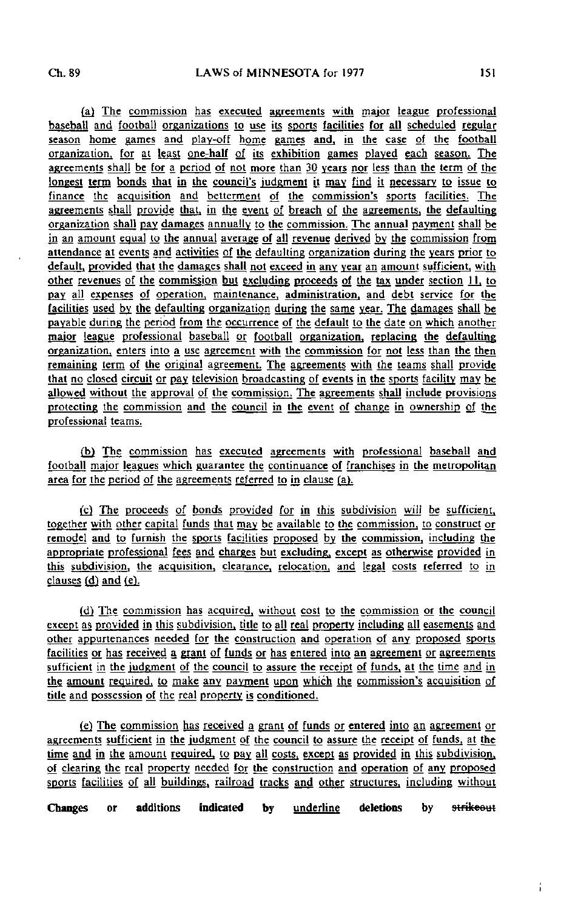(a) The commission has executed agreements with major league professional baseball and football organizations to use its sports facilities for all scheduled regular season home games and play-off home games and, in the case of the football organization, for at least one-half of its exhibition games played each season. The agreements shall be for a period of not more than 30 years nor less than the term of the longest term bonds that in the council's judgment it may find it necessary to issue to finance the acquisition and betterment of the commission's sports facilities. The agreements shall provide that, in the event of breach of the agreements, the defaulting organization shall pay damages annually to the commission. The annual payment shall be in an amount equal to the annual average of all revenue derived by the commission from attendance at events and activities of the defaulting organization during the years prior to default, provided that the damages shall not exceed in any year an amount sufficient, with other revenues of the commission but excluding proceeds of the tax under section 11, to pay all expenses of operation, maintenance, administration, and debt service for the facilities used by the defaulting organization during the same year. The damages shall be payable during the period from the occurrence of the default to the date on which another major league professional baseball or football organization, replacing the defaulting organization, enters into a use agreement with the commission for not less than the then remaining term of the original agreement. The agreements with the teams shall provide that no closed circuit or pay television broadcasting of events in the sports facility may be allowed without the approval of the commission. The agreements shall include provisions protecting the commission and the council in the event of change in ownership of the professional teams.

(b) The commission has executed agreements with professional baseball and football major leagues which guarantee the continuance of franchises in the metropolitan area for the period of the agreements referred to in clause (a).

(c) The proceeds of bonds provided for in this subdivision will be sufficient, together with other capital funds that may be available to the commission, to construct or remodel and to furnish the sports facilities proposed by the commission, including the appropriate professional fees and charges but excluding, except as otherwise provided in this subdivision, the acquisition, clearance, relocation, and legal costs referred to in clauses (d) and (e).

(d) The commission has acquired, without cost to the commission or the council except as provided in this subdivision, title to all real property including all easements and other appurtenances needed for the construction and operation of any proposed sports facilities or has received a grant of funds or has entered into an agreement or agreements sufficient in the judgment of the council to assure the receipt of funds, at the time and in the amount required, to make any payment upon which the commission's acquisition of title and possession of the real property is conditioned.

(e) The commission has received a grant of funds or entered into an agreement or agreements sufficient in the judgment of the council to assure the receipt of funds, at the time and in the amount required, to pay all costs, except as provided in this subdivision, of clearing the real property needed for the construction and operation of any proposed sports facilities of all buildings, railroad tracks and other structures, including without

Changes or additions indicated by underline deletions by strikeout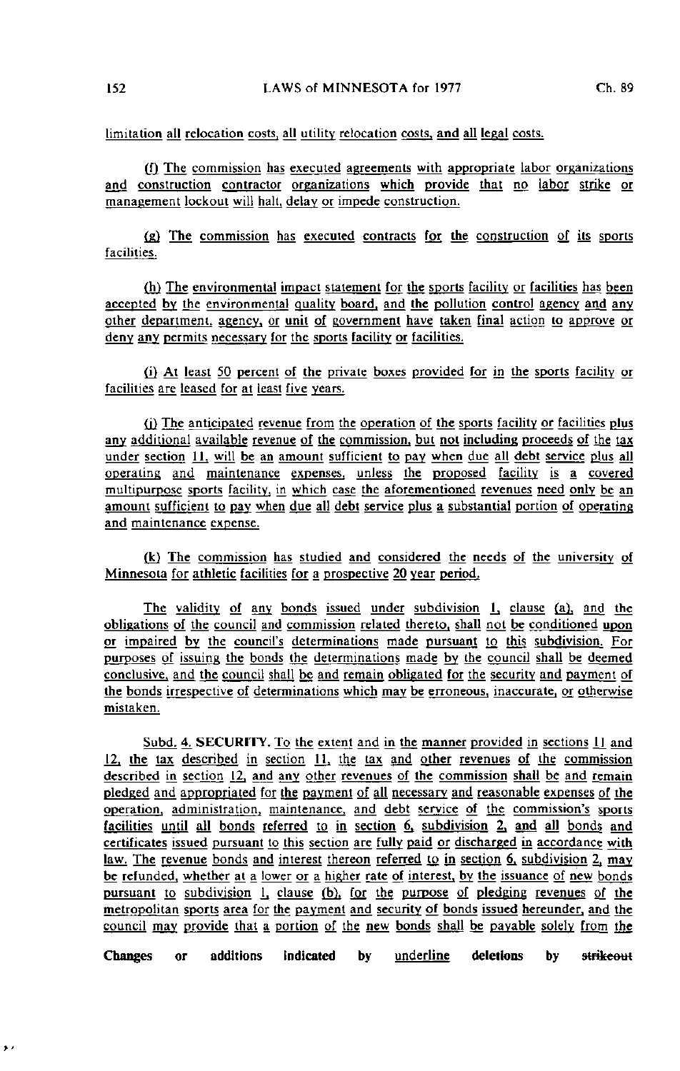limitation all relocation costs, all utility relocation costs, and all legal costs.

(f) The commission has executed agreements with appropriate labor organizations and construction contractor organizations which provide that no labor strike or management lockout will halt, delay or impede construction.

(g) The commission has executed contracts for the construction of its sports facilities.

(h) The environmental impact statement for the sports facility or facilities has been accepted by the environmental quality board, and the pollution control agency and any other department, agency, or unit of government have taken final action to approve or deny any permits necessary for the sports facility or facilities.

(i) At least 50 percent of the private boxes provided for in the sports facility or facilities are leased for at least five years.

(j) The anticipated revenue from the operation of the sports facility or facilities plus any additional available revenue of the commission, but not including proceeds of the tax under section 11, will be an amount sufficient to pay when due all debt service plus all operating and maintenance expenses, unless the proposed facility is a covered multipurpose sports facility, in which case the aforementioned revenues need only be an amount sufficient to pay when due all debt service plus a substantial portion of operating and maintenance expense.

(k) The commission has studied and considered the needs of the university of Minnesota for athletic facilities for a prospective 20 year period.

The validity of any bonds issued under subdivision 1, clause (a), and the obligations of the council and commission related thereto, shall not be conditioned upon or impaired by the council's determinations made pursuant to this subdivision. For purposes of issuing the bonds the determinations made by the council shall be deemed conclusive, and the council shall be and remain obligated for the security and payment of the bonds irrespective of determinations which may be erroneous, inaccurate, or otherwise mistaken.

Subd. 4. **SECURITY.** To the extent and in the manner provided in sections 11 and 12, the tax described in section 11, the tax and other revenues of the commission described in section 12, and any other revenues of the commission shall be and remain pledged and appropriated for the payment of all necessary and reasonable expenses of the operation, administration, maintenance, and debt service of the commission's sports facilities until all bonds referred to in section 6, subdivision 2, and all bonds and certificates issued pursuant to this section are fully paid or discharged in accordance with law. The revenue bonds and interest thereon referred to in section 6, subdivision 2, may be refunded, whether at a lower or a higher rate of interest, by the issuance of new bonds pursuant to subdivision 1, clause (b), for the purpose of pledging revenues of the metropolitan sports area for the payment and security of bonds issued hereunder, and the council may provide that a portion of the new bonds shall be payable solely from the

Changes or additions indicated by underline deletions by ~~strikeout~~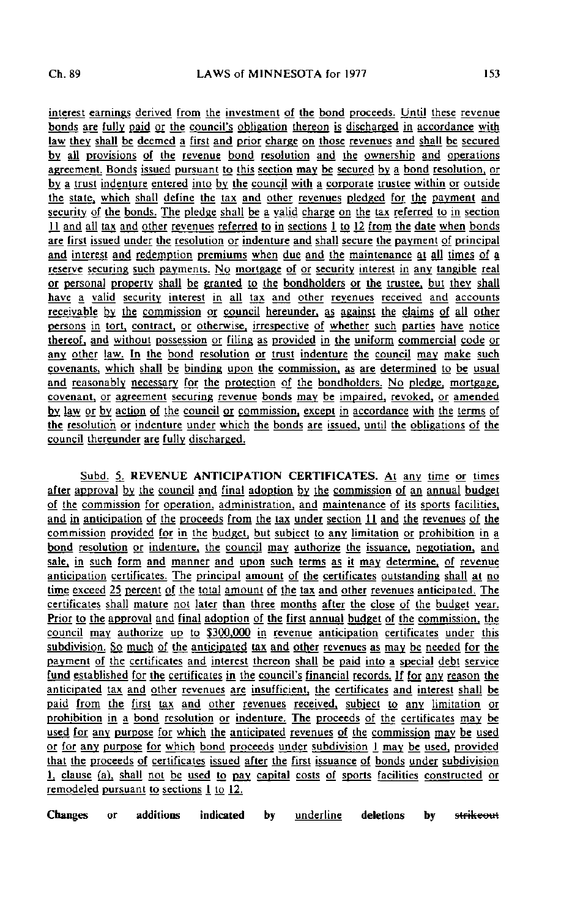interest earnings derived from the investment of the bond proceeds. Until these revenue bonds are fully paid or the council's obligation thereon is discharged in accordance with law they shall be deemed a first and prior charge on those revenues and shall be secured by all provisions of the revenue bond resolution and the ownership and operations agreement. Bonds issued pursuant to this section may be secured by a bond resolution, or by a trust indenture entered into by the council with a corporate trustee within or outside the state, which shall define the tax and other revenues pledged for the payment and security of the bonds. The pledge shall be a valid charge on the tax referred to in section 11 and all tax and other revenues referred to in sections 1 to 12 from the date when bonds are first issued under the resolution or indenture and shall secure the payment of principal and interest and redemption premiums when due and the maintenance at all times of a reserve securing such payments. No mortgage of or security interest in any tangible real or personal property shall be granted to the bondholders or the trustee, but they shall have a valid security interest in all tax and other revenues received and accounts receivable by the commission or council hereunder, as against the claims of all other persons in tort, contract, or otherwise, irrespective of whether such parties have notice thereof, and without possession or filing as provided in the uniform commercial code or any other law. In the bond resolution or trust indenture the council may make such covenants, which shall be binding upon the commission, as are determined to be usual and reasonably necessary for the protection of the bondholders. No pledge, mortgage, covenant, or agreement securing revenue bonds may be impaired, revoked, or amended by law or by action of the council or commission, except in accordance with the terms of the resolution or indenture under which the bonds are issued, until the obligations of the council thereunder are fully discharged.

Subd. 5. **REVENUE ANTICIPATION CERTIFICATES.** At any time or times after approval by the council and final adoption by the commission of an annual budget of the commission for operation, administration, and maintenance of its sports facilities, and in anticipation of the proceeds from the tax under section 11 and the revenues of the commission provided for in the budget, but subject to any limitation or prohibition in a bond resolution or indenture, the council may authorize the issuance, negotiation, and sale, in such form and manner and upon such terms as it may determine, of revenue anticipation certificates. The principal amount of the certificates outstanding shall at no time exceed 25 percent of the total amount of the tax and other revenues anticipated. The certificates shall mature not later than three months after the close of the budget year. Prior to the approval and final adoption of the first annual budget of the commission, the council may authorize up to $300,000 in revenue anticipation certificates under this subdivision. So much of the anticipated tax and other revenues as may be needed for the payment of the certificates and interest thereon shall be paid into a special debt service fund established for the certificates in the council's financial records. If for any reason the anticipated tax and other revenues are insufficient, the certificates and interest shall be paid from the first tax and other revenues received, subject to any limitation or prohibition in a bond resolution or indenture. The proceeds of the certificates may be used for any purpose for which the anticipated revenues of the commission may be used or for any purpose for which bond proceeds under subdivision 1 may be used, provided that the proceeds of certificates issued after the first issuance of bonds under subdivision 1, clause (a), shall not be used to pay capital costs of sports facilities constructed or remodeled pursuant to sections 1 to 12.

**Changes or additions indicated by** underline **deletions by** ~~strikeout~~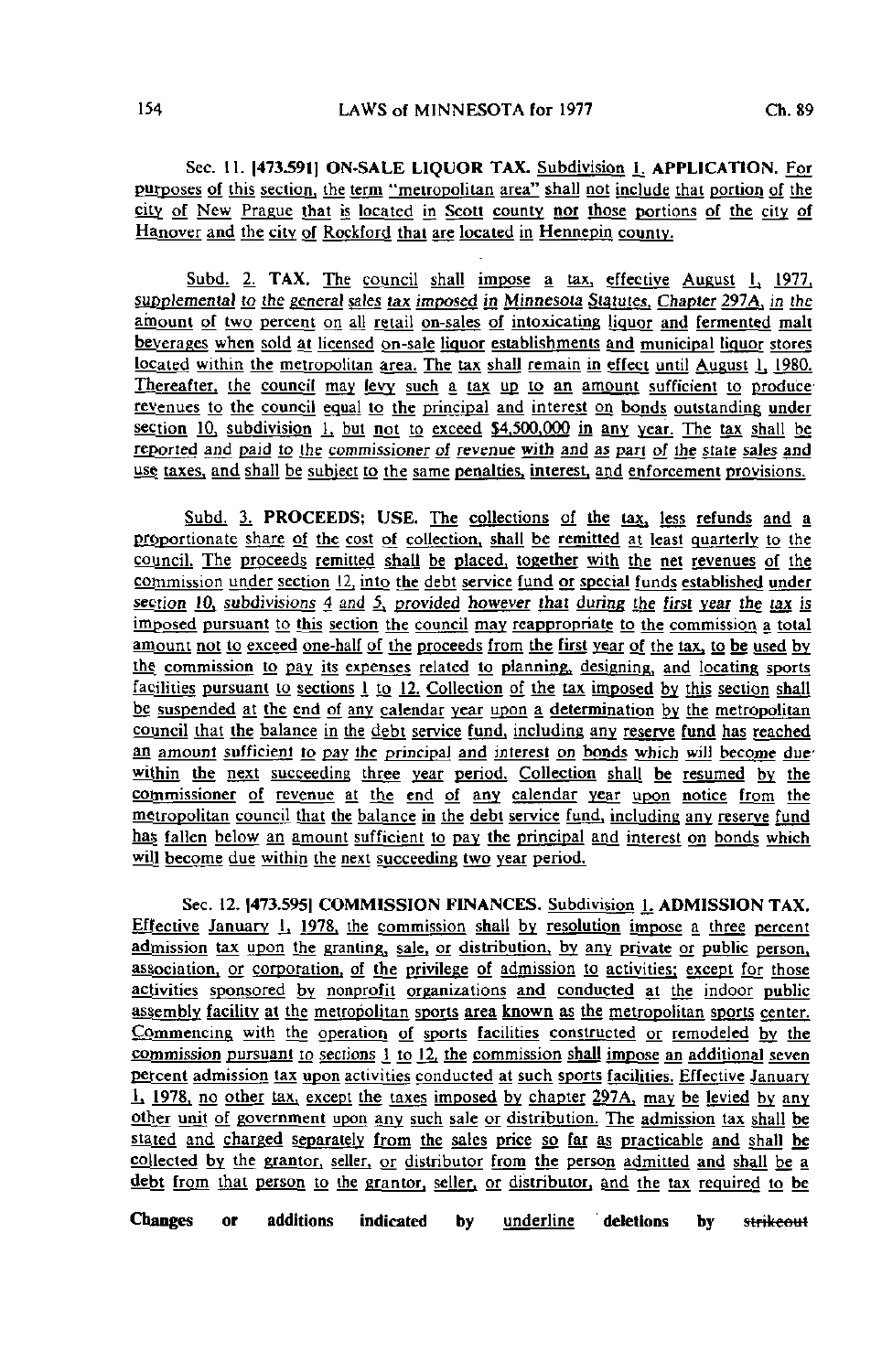Sec. 11. [473.591] ON-SALE LIQUOR TAX. Subdivision 1. APPLICATION. For purposes of this section, the term "metropolitan area" shall not include that portion of the city of New Prague that is located in Scott county nor those portions of the city of Hanover and the city of Rockford that are located in Hennepin county.

Subd. 2. TAX. The council shall impose a tax, effective August 1, 1977, supplemental to the general sales tax imposed in Minnesota Statutes, Chapter 297A, in the amount of two percent on all retail on-sales of intoxicating liquor and fermented malt beverages when sold at licensed on-sale liquor establishments and municipal liquor stores located within the metropolitan area. The tax shall remain in effect until August 1, 1980. Thereafter, the council may levy such a tax up to an amount sufficient to produce revenues to the council equal to the principal and interest on bonds outstanding under section 10, subdivision 1, but not to exceed $4,500,000 in any year. The tax shall be reported and paid to the commissioner of revenue with and as part of the state sales and use taxes, and shall be subject to the same penalties, interest, and enforcement provisions.

Subd. 3. PROCEEDS; USE. The collections of the tax, less refunds and a proportionate share of the cost of collection, shall be remitted at least quarterly to the council. The proceeds remitted shall be placed, together with the net revenues of the commission under section 12, into the debt service fund or special funds established under section 10, subdivisions 4 and 5, provided however that during the first year the tax is imposed pursuant to this section the council may reappropriate to the commission a total amount not to exceed one-half of the proceeds from the first year of the tax, to be used by the commission to pay its expenses related to planning, designing, and locating sports facilities pursuant to sections 1 to 12. Collection of the tax imposed by this section shall be suspended at the end of any calendar year upon a determination by the metropolitan council that the balance in the debt service fund, including any reserve fund has reached an amount sufficient to pay the principal and interest on bonds which will become due within the next succeeding three year period. Collection shall be resumed by the commissioner of revenue at the end of any calendar year upon notice from the metropolitan council that the balance in the debt service fund, including any reserve fund has fallen below an amount sufficient to pay the principal and interest on bonds which will become due within the next succeeding two year period.

Sec. 12. [473.595] COMMISSION FINANCES. Subdivision 1. ADMISSION TAX. Effective January 1, 1978, the commission shall by resolution impose a three percent admission tax upon the granting, sale, or distribution, by any private or public person, association, or corporation, of the privilege of admission to activities; except for those activities sponsored by nonprofit organizations and conducted at the indoor public assembly facility at the metropolitan sports area known as the metropolitan sports center. Commencing with the operation of sports facilities constructed or remodeled by the commission pursuant to sections 1 to 12, the commission shall impose an additional seven percent admission tax upon activities conducted at such sports facilities. Effective January 1, 1978, no other tax, except the taxes imposed by chapter 297A, may be levied by any other unit of government upon any such sale or distribution. The admission tax shall be stated and charged separately from the sales price so far as practicable and shall be collected by the grantor, seller, or distributor from the person admitted and shall be a debt from that person to the grantor, seller, or distributor, and the tax required to be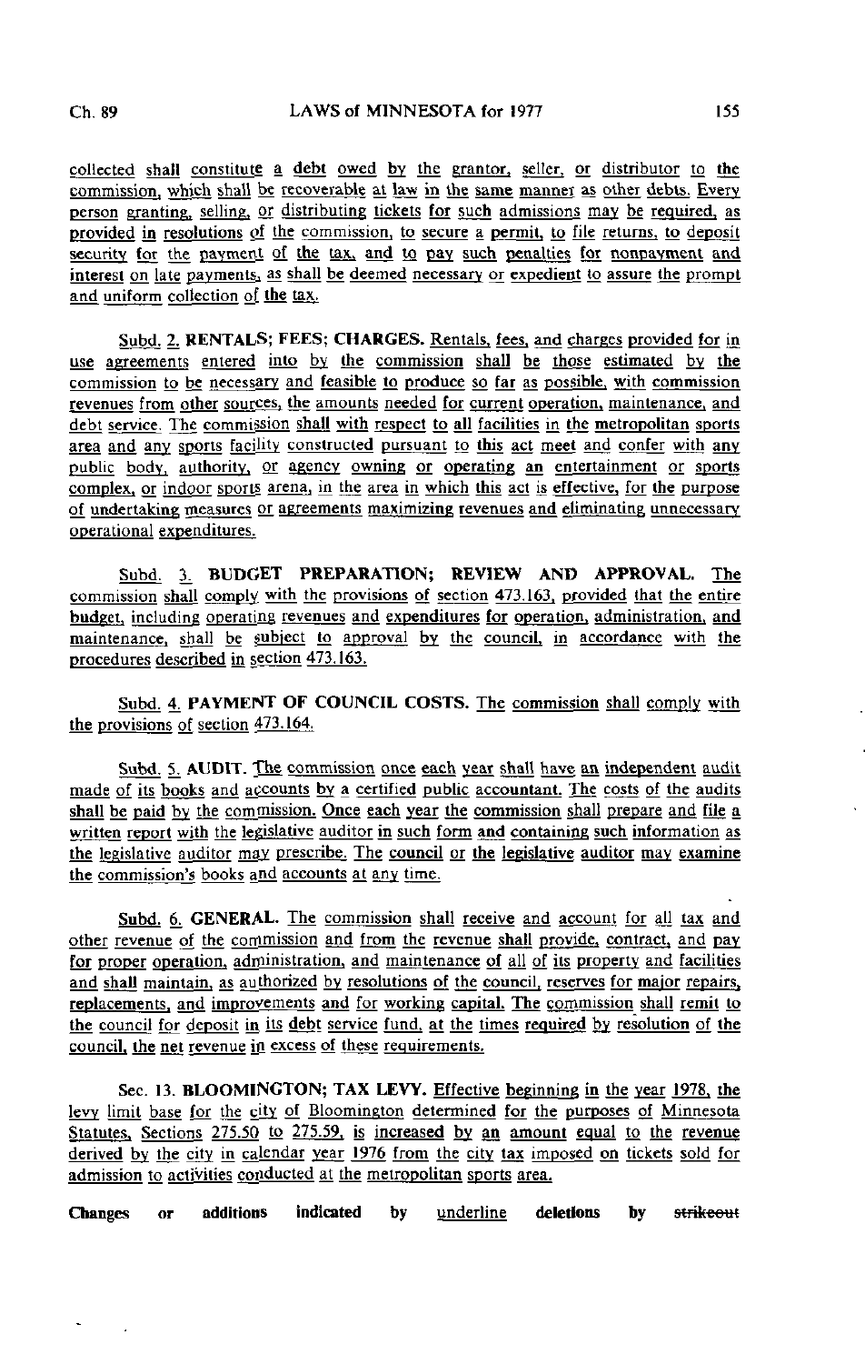collected shall constitute a debt owed by the grantor, seller, or distributor to the commission, which shall be recoverable at law in the same manner as other debts. Every person granting, selling, or distributing tickets for such admissions may be required, as provided in resolutions of the commission, to secure a permit, to file returns, to deposit security for the payment of the tax, and to pay such penalties for nonpayment and interest on late payments, as shall be deemed necessary or expedient to assure the prompt and uniform collection of the tax.

Subd. 2. **RENTALS; FEES; CHARGES.** Rentals, fees, and charges provided for in use agreements entered into by the commission shall be those estimated by the commission to be necessary and feasible to produce so far as possible, with commission revenues from other sources, the amounts needed for current operation, maintenance, and debt service. The commission shall with respect to all facilities in the metropolitan sports area and any sports facility constructed pursuant to this act meet and confer with any public body, authority, or agency owning or operating an entertainment or sports complex, or indoor sports arena, in the area in which this act is effective, for the purpose of undertaking measures or agreements maximizing revenues and eliminating unnecessary operational expenditures.

Subd. 3. **BUDGET PREPARATION; REVIEW AND APPROVAL.** The commission shall comply with the provisions of section 473.163, provided that the entire budget, including operating revenues and expenditures for operation, administration, and maintenance, shall be subject to approval by the council, in accordance with the procedures described in section 473.163.

Subd. 4. **PAYMENT OF COUNCIL COSTS.** The commission shall comply with the provisions of section 473.164.

Subd. 5. **AUDIT.** The commission once each year shall have an independent audit made of its books and accounts by a certified public accountant. The costs of the audits shall be paid by the commission. Once each year the commission shall prepare and file a written report with the legislative auditor in such form and containing such information as the legislative auditor may prescribe. The council or the legislative auditor may examine the commission's books and accounts at any time.

Subd. 6. **GENERAL.** The commission shall receive and account for all tax and other revenue of the commission and from the revenue shall provide, contract, and pay for proper operation, administration, and maintenance of all of its property and facilities and shall maintain, as authorized by resolutions of the council, reserves for major repairs, replacements, and improvements and for working capital. The commission shall remit to the council for deposit in its debt service fund, at the times required by resolution of the council, the net revenue in excess of these requirements.

Sec. 13. **BLOOMINGTON; TAX LEVY.** Effective beginning in the year 1978, the levy limit base for the city of Bloomington determined for the purposes of Minnesota Statutes, Sections 275.50 to 275.59, is increased by an amount equal to the revenue derived by the city in calendar year 1976 from the city tax imposed on tickets sold for admission to activities conducted at the metropolitan sports area.

**Changes or additions indicated by** underline **deletions by** ~~strikeout~~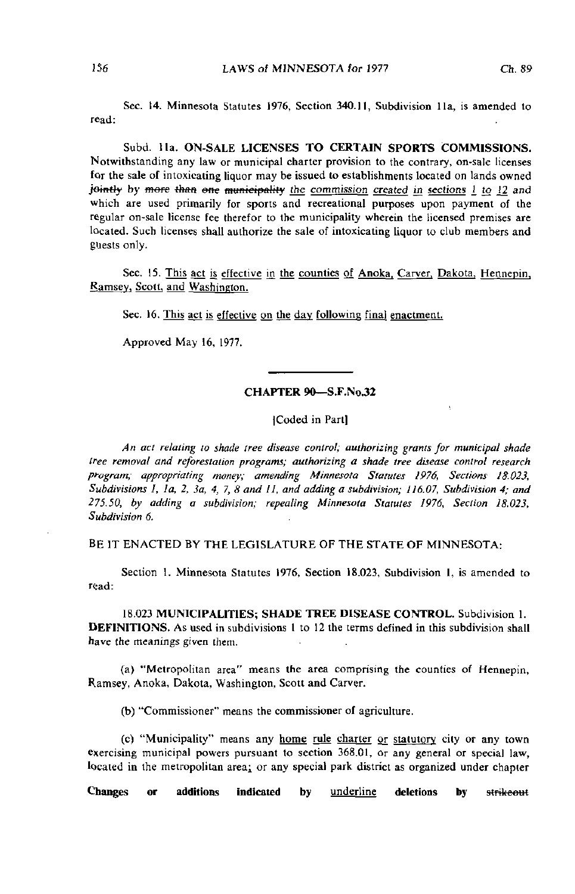Sec. 14. Minnesota Statutes 1976, Section 340.11, Subdivision 11a, is amended to read:

Subd. 11a. **ON-SALE LICENSES TO CERTAIN SPORTS COMMISSIONS.** Notwithstanding any law or municipal charter provision to the contrary, on-sale licenses for the sale of intoxicating liquor may be issued to establishments located on lands owned ~~jointly~~ by ~~more than one municipality~~ the commission created in sections 1 to 12 and which are used primarily for sports and recreational purposes upon payment of the regular on-sale license fee therefor to the municipality wherein the licensed premises are located. Such licenses shall authorize the sale of intoxicating liquor to club members and guests only.

Sec. 15. This act is effective in the counties of Anoka, Carver, Dakota, Hennepin, Ramsey, Scott, and Washington.

Sec. 16. This act is effective on the day following final enactment.

Approved May 16, 1977.

---

## CHAPTER 90—S.F.No.32

[Coded in Part]

*An act relating to shade tree disease control; authorizing grants for municipal shade tree removal and reforestation programs; authorizing a shade tree disease control research program; appropriating money; amending Minnesota Statutes 1976, Sections 18.023, Subdivisions 1, 1a, 2, 3a, 4, 7, 8 and 11, and adding a subdivision; 116.07, Subdivision 4; and 275.50, by adding a subdivision; repealing Minnesota Statutes 1976, Section 18.023, Subdivision 6.*

BE IT ENACTED BY THE LEGISLATURE OF THE STATE OF MINNESOTA:

Section 1. Minnesota Statutes 1976, Section 18.023, Subdivision 1, is amended to read:

18.023 **MUNICIPALITIES; SHADE TREE DISEASE CONTROL.** Subdivision 1. **DEFINITIONS.** As used in subdivisions 1 to 12 the terms defined in this subdivision shall have the meanings given them.

(a) "Metropolitan area" means the area comprising the counties of Hennepin, Ramsey, Anoka, Dakota, Washington, Scott and Carver.

(b) "Commissioner" means the commissioner of agriculture.

(c) "Municipality" means any home rule charter or statutory city or any town exercising municipal powers pursuant to section 368.01, or any general or special law, located in the metropolitan area; or any special park district as organized under chapter

**Changes or additions indicated by** underline **deletions by** ~~strikeout~~